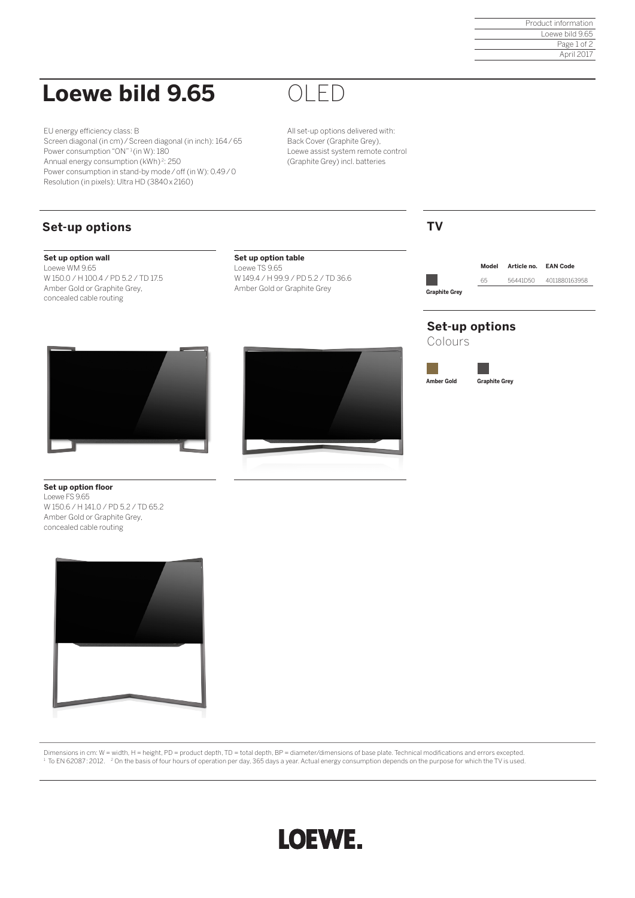# Loewe bild 9.65 OLED

EU energy efficiency class: B
Screen diagonal (in cm) / Screen diagonal (in inch): 164 / 65
Power consumption "ON" [1] (in W): 180
Annual energy consumption (kWh) [2]: 250
Power consumption in stand-by mode / off (in W): 0.49 / 0
Resolution (in pixels): Ultra HD (3840 x 2160)

All set-up options delivered with:
Back Cover (Graphite Grey),
Loewe assist system remote control (Graphite Grey) incl. batteries

## Set-up options

**Set up option wall**
Loewe WM 9.65
W 150.0 / H 100.4 / PD 5.2 / TD 17.5
Amber Gold or Graphite Grey,
concealed cable routing

**Set up option table**
Loewe TS 9.65
W 149.4 / H 99.9 / PD 5.2 / TD 36.6
Amber Gold or Graphite Grey

**Set up option floor**
Loewe FS 9.65
W 150.6 / H 141.0 / PD 5.2 / TD 65.2
Amber Gold or Graphite Grey,
concealed cable routing

## TV

| | Model | Article no. | EAN Code |
|---|---|---|---|
| Graphite Grey | 65 | 56441D50 | 4011880163958 |

## Set-up options

Colours

Amber Gold

Graphite Grey

Dimensions in cm: W = width, H = height, PD = product depth, TD = total depth, BP = diameter/dimensions of base plate. Technical modifications and errors excepted.
[1] To EN 62087 : 2012. [2] On the basis of four hours of operation per day, 365 days a year. Actual energy consumption depends on the purpose for which the TV is used.

LOEWE.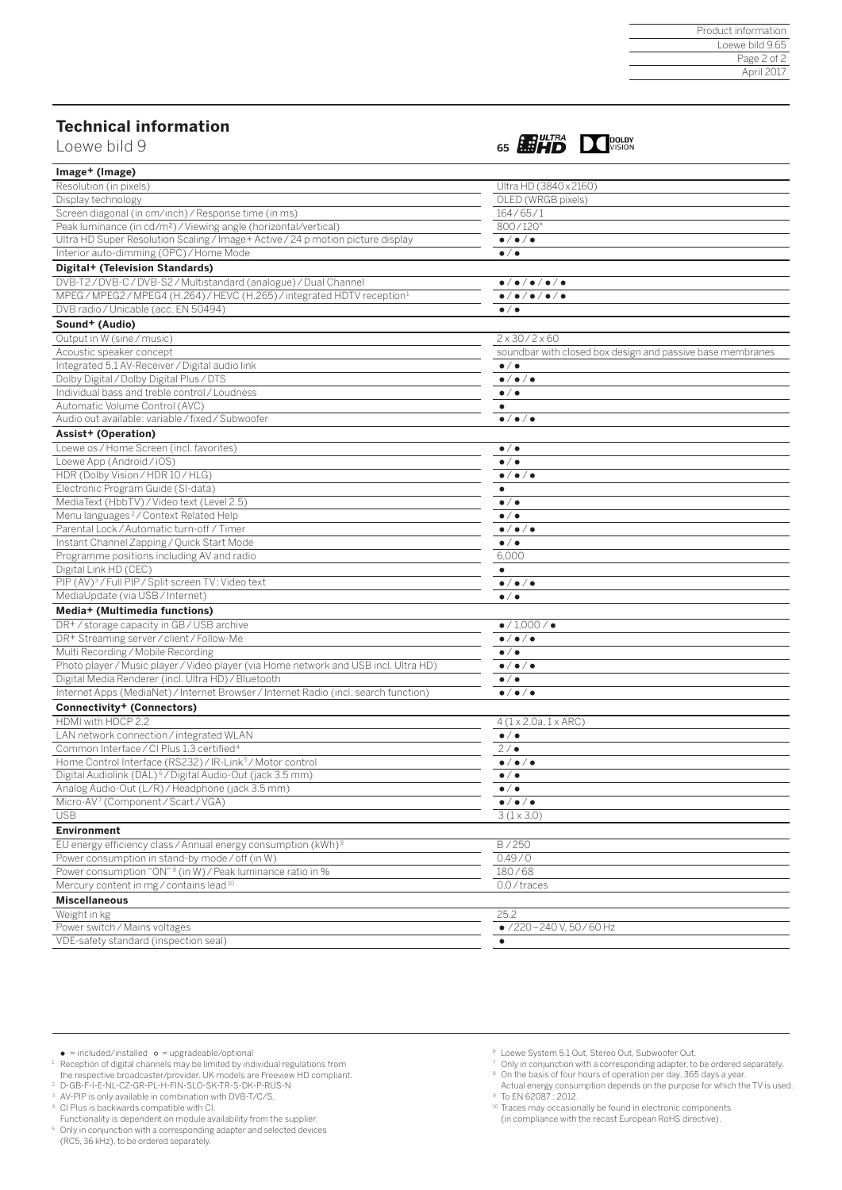## Technical information

Loewe bild 9

65 ULTRA HD  DOLBY VISION

| Image+ (Image) | |
|---|---|
| Resolution (in pixels) | Ultra HD (3840 x 2160) |
| Display technology | OLED (WRGB pixels) |
| Screen diagonal (in cm/inch) / Response time (in ms) | 164 / 65 / 1 |
| Peak luminance (in cd/m²) / Viewing angle (horizontal/vertical) | 800 / 120° |
| Ultra HD Super Resolution Scaling / Image+ Active / 24 p motion picture display | ● / ● / ● |
| Interior auto-dimming (OPC) / Home Mode | ● / ● |
| **Digital+ (Television Standards)** | |
| DVB-T2 / DVB-C / DVB-S2 / Multistandard (analogue) / Dual Channel | ● / ● / ● / ● / ● |
| MPEG / MPEG2 / MPEG4 (H.264) / HEVC (H.265) / integrated HDTV reception[1] | ● / ● / ● / ● / ● |
| DVB radio / Unicable (acc. EN 50494) | ● / ● |
| **Sound+ (Audio)** | |
| Output in W (sine / music) | 2 x 30 / 2 x 60 |
| Acoustic speaker concept | soundbar with closed box design and passive base membranes |
| Integrated 5.1 AV-Receiver / Digital audio link | ● / ● |
| Dolby Digital / Dolby Digital Plus / DTS | ● / ● / ● |
| Individual bass and treble control / Loudness | ● / ● |
| Automatic Volume Control (AVC) | ● |
| Audio out available: variable / fixed / Subwoofer | ● / ● / ● |
| **Assist+ (Operation)** | |
| Loewe os / Home Screen (incl. favorites) | ● / ● |
| Loewe App (Android / iOS) | ● / ● |
| HDR (Dolby Vision / HDR 10 / HLG) | ● / ● / ● |
| Electronic Program Guide (SI-data) | ● |
| MediaText (HbbTV) / Video text (Level 2.5) | ● / ● |
| Menu languages[2] / Context Related Help | ● / ● |
| Parental Lock / Automatic turn-off / Timer | ● / ● / ● |
| Instant Channel Zapping / Quick Start Mode | ● / ● |
| Programme positions including AV and radio | 6,000 |
| Digital Link HD (CEC) | ● |
| PIP (AV)[3] / Full PIP / Split screen TV : Video text | ● / ● / ● |
| MediaUpdate (via USB / Internet) | ● / ● |
| **Media+ (Multimedia functions)** | |
| DR+ / storage capacity in GB / USB archive | ● / 1,000 / ● |
| DR+ Streaming server / client / Follow-Me | ● / ● / ● |
| Multi Recording / Mobile Recording | ● / ● |
| Photo player / Music player / Video player (via Home network and USB incl. Ultra HD) | ● / ● / ● |
| Digital Media Renderer (incl. Ultra HD) / Bluetooth | ● / ● |
| Internet Apps (MediaNet) / Internet Browser / Internet Radio (incl. search function) | ● / ● / ● |
| **Connectivity+ (Connectors)** | |
| HDMI with HDCP 2.2 | 4 (1 x 2.0a, 1 x ARC) |
| LAN network connection / integrated WLAN | ● / ● |
| Common Interface / CI Plus 1.3 certified[4] | 2 / ● |
| Home Control Interface (RS232) / IR-Link[5] / Motor control | ● / ● / ● |
| Digital Audiolink (DAL)[6] / Digital Audio-Out (jack 3.5 mm) | ● / ● |
| Analog Audio-Out (L/R) / Headphone (jack 3.5 mm) | ● / ● |
| Micro-AV[7] (Component / Scart / VGA) | ● / ● / ● |
| USB | 3 (1 x 3.0) |
| **Environment** | |
| EU energy efficiency class / Annual energy consumption (kWh)[8] | B / 250 |
| Power consumption in stand-by mode / off (in W) | 0.49 / 0 |
| Power consumption "ON"[9] (in W) / Peak luminance ratio in % | 180 / 68 |
| Mercury content in mg / contains lead[10] | 0.0 / traces |
| **Miscellaneous** | |
| Weight in kg | 25.2 |
| Power switch / Mains voltages | ● / 220 – 240 V, 50 / 60 Hz |
| VDE-safety standard (inspection seal) | ● |

● = included/installed o = upgradeable/optional

[1] Reception of digital channels may be limited by individual regulations from the respective broadcaster/provider. UK models are Freeview HD compliant.
[2] D-GB-F-I-E-NL-CZ-GR-PL-H-FIN-SLO-SK-TR-S-DK-P-RUS-N
[3] AV-PIP is only available in combination with DVB-T/C/S.
[4] CI Plus is backwards compatible with CI. Functionality is dependent on module availability from the supplier.
[5] Only in conjunction with a corresponding adapter and selected devices (RC5, 36 kHz), to be ordered separately.
[6] Loewe System 5.1 Out, Stereo Out, Subwoofer Out.
[7] Only in conjunction with a corresponding adapter, to be ordered separately.
[8] On the basis of four hours of operation per day, 365 days a year. Actual energy consumption depends on the purpose for which the TV is used.
[9] To EN 62087 : 2012.
[10] Traces may occasionally be found in electronic components (in compliance with the recast European RoHS directive).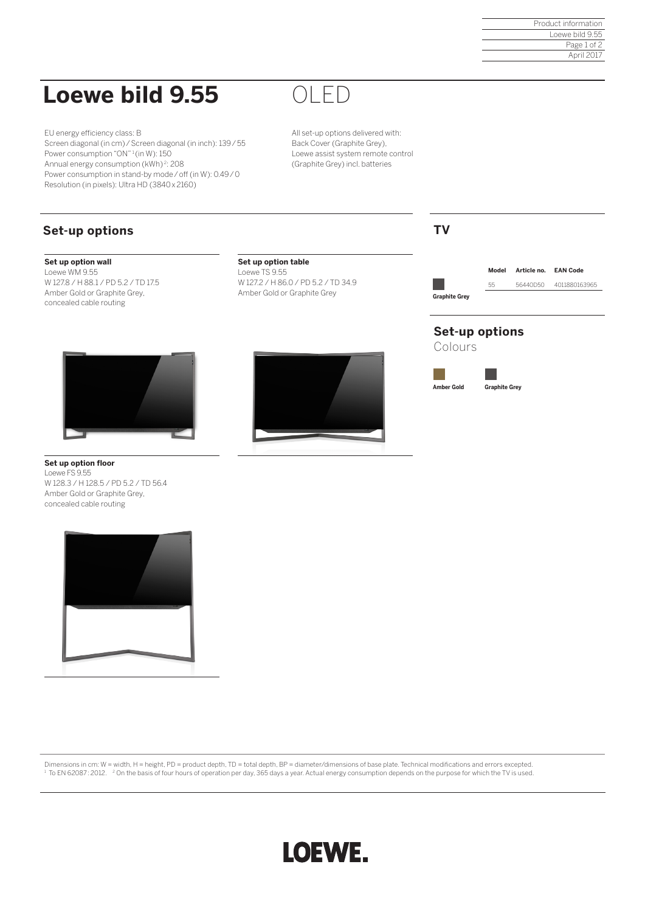# Loewe bild 9.55 OLED

EU energy efficiency class: B
Screen diagonal (in cm) / Screen diagonal (in inch): 139 / 55
Power consumption "ON"[1] (in W): 150
Annual energy consumption (kWh)[2]: 208
Power consumption in stand-by mode / off (in W): 0.49 / 0
Resolution (in pixels): Ultra HD (3840 x 2160)

All set-up options delivered with:
Back Cover (Graphite Grey),
Loewe assist system remote control
(Graphite Grey) incl. batteries

## Set-up options

**Set up option wall**
Loewe WM 9.55
W 127.8 / H 88.1 / PD 5.2 / TD 17.5
Amber Gold or Graphite Grey,
concealed cable routing

**Set up option table**
Loewe TS 9.55
W 127.2 / H 86.0 / PD 5.2 / TD 34.9
Amber Gold or Graphite Grey

**Set up option floor**
Loewe FS 9.55
W 128.3 / H 128.5 / PD 5.2 / TD 56.4
Amber Gold or Graphite Grey,
concealed cable routing

## TV

| | Model | Article no. | EAN Code |
|---|---|---|---|
| **Graphite Grey** | 55 | 56440D50 | 4011880163965 |

## Set-up options

Colours

**Amber Gold** **Graphite Grey**

Dimensions in cm: W = width, H = height, PD = product depth, TD = total depth, BP = diameter/dimensions of base plate. Technical modifications and errors excepted.
[1] To EN 62087 : 2012. [2] On the basis of four hours of operation per day, 365 days a year. Actual energy consumption depends on the purpose for which the TV is used.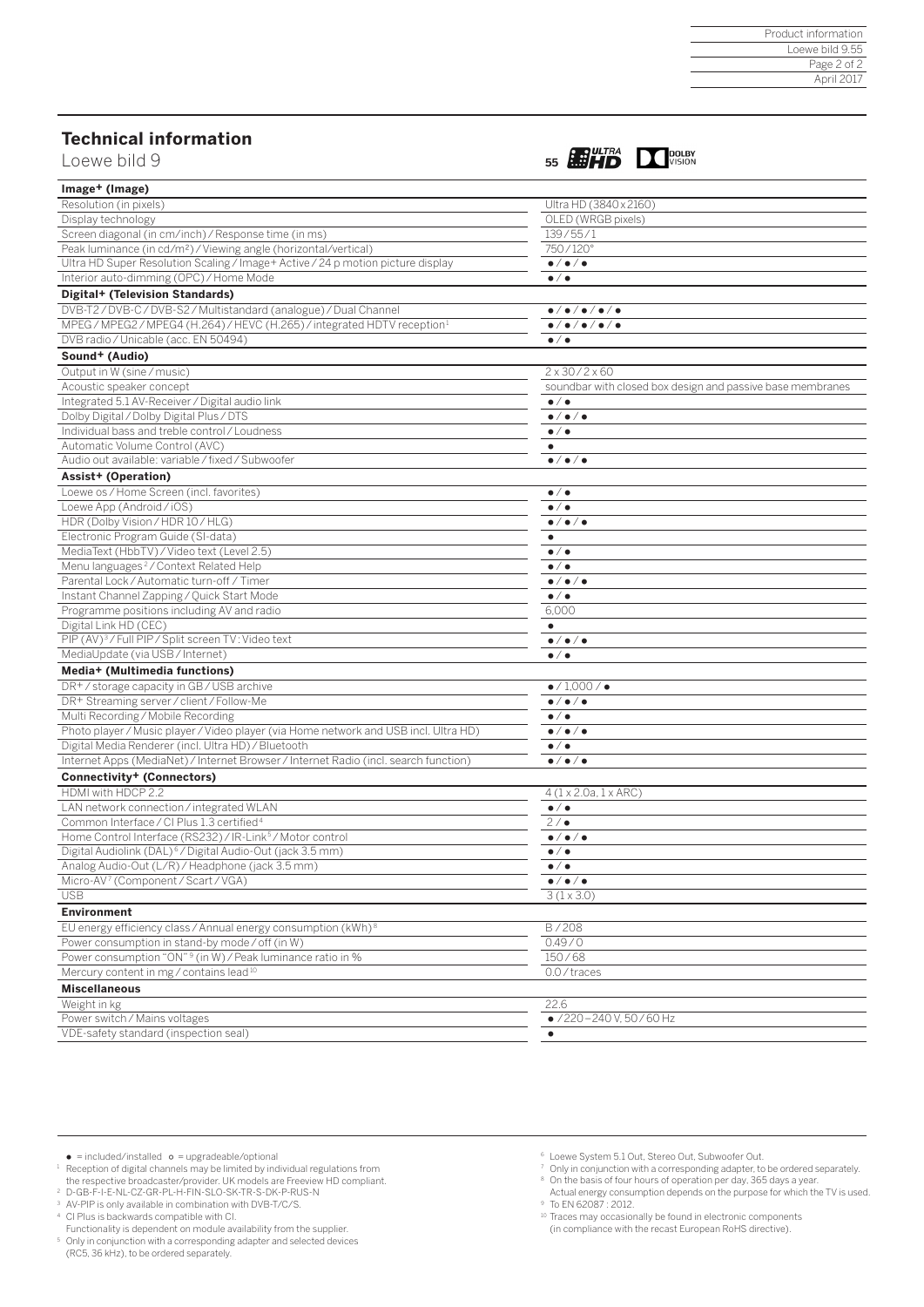## Technical information

Loewe bild 9

55 ULTRA HD DOLBY VISION

| | |
|---|---|
| **Image+ (Image)** | |
| Resolution (in pixels) | Ultra HD (3840 x 2160) |
| Display technology | OLED (WRGB pixels) |
| Screen diagonal (in cm/inch) / Response time (in ms) | 139 / 55 / 1 |
| Peak luminance (in cd/m²) / Viewing angle (horizontal/vertical) | 750 / 120° |
| Ultra HD Super Resolution Scaling / Image+ Active / 24 p motion picture display | ● / ● / ● |
| Interior auto-dimming (OPC) / Home Mode | ● / ● |
| **Digital+ (Television Standards)** | |
| DVB-T2 / DVB-C / DVB-S2 / Multistandard (analogue) / Dual Channel | ● / ● / ● / ● / ● |
| MPEG / MPEG2 / MPEG4 (H.264) / HEVC (H.265) / integrated HDTV reception[1] | ● / ● / ● / ● / ● |
| DVB radio / Unicable (acc. EN 50494) | ● / ● |
| **Sound+ (Audio)** | |
| Output in W (sine / music) | 2 x 30 / 2 x 60 |
| Acoustic speaker concept | soundbar with closed box design and passive base membranes |
| Integrated 5.1 AV-Receiver / Digital audio link | ● / ● |
| Dolby Digital / Dolby Digital Plus / DTS | ● / ● / ● |
| Individual bass and treble control / Loudness | ● / ● |
| Automatic Volume Control (AVC) | ● |
| Audio out available: variable / fixed / Subwoofer | ● / ● / ● |
| **Assist+ (Operation)** | |
| Loewe os / Home Screen (incl. favorites) | ● / ● |
| Loewe App (Android / iOS) | ● / ● |
| HDR (Dolby Vision / HDR 10 / HLG) | ● / ● / ● |
| Electronic Program Guide (SI-data) | ● |
| MediaText (HbbTV) / Video text (Level 2.5) | ● / ● |
| Menu languages[2] / Context Related Help | ● / ● |
| Parental Lock / Automatic turn-off / Timer | ● / ● / ● |
| Instant Channel Zapping / Quick Start Mode | ● / ● |
| Programme positions including AV and radio | 6,000 |
| Digital Link HD (CEC) | ● |
| PIP (AV)[3] / Full PIP / Split screen TV: Video text | ● / ● / ● |
| MediaUpdate (via USB / Internet) | ● / ● |
| **Media+ (Multimedia functions)** | |
| DR+ / storage capacity in GB / USB archive | ● / 1,000 / ● |
| DR+ Streaming server / client / Follow-Me | ● / ● / ● |
| Multi Recording / Mobile Recording | ● / ● |
| Photo player / Music player / Video player (via Home network and USB incl. Ultra HD) | ● / ● / ● |
| Digital Media Renderer (incl. Ultra HD) / Bluetooth | ● / ● |
| Internet Apps (MediaNet) / Internet Browser / Internet Radio (incl. search function) | ● / ● / ● |
| **Connectivity+ (Connectors)** | |
| HDMI with HDCP 2.2 | 4 (1 x 2.0a, 1 x ARC) |
| LAN network connection / integrated WLAN | ● / ● |
| Common Interface / CI Plus 1.3 certified[4] | 2 / ● |
| Home Control Interface (RS232) / IR-Link[5] / Motor control | ● / ● / ● |
| Digital Audiolink (DAL)[6] / Digital Audio-Out (jack 3.5 mm) | ● / ● |
| Analog Audio-Out (L/R) / Headphone (jack 3.5 mm) | ● / ● |
| Micro-AV[7] (Component / Scart / VGA) | ● / ● / ● |
| USB | 3 (1 x 3.0) |
| **Environment** | |
| EU energy efficiency class / Annual energy consumption (kWh)[8] | B / 208 |
| Power consumption in stand-by mode / off (in W) | 0.49 / 0 |
| Power consumption "ON"[9] (in W) / Peak luminance ratio in % | 150 / 68 |
| Mercury content in mg / contains lead[10] | 0.0 / traces |
| **Miscellaneous** | |
| Weight in kg | 22.6 |
| Power switch / Mains voltages | ● / 220 – 240 V, 50 / 60 Hz |
| VDE-safety standard (inspection seal) | ● |

● = included/installed ○ = upgradeable/optional

[1] Reception of digital channels may be limited by individual regulations from the respective broadcaster/provider. UK models are Freeview HD compliant.
[2] D-GB-F-I-E-NL-CZ-GR-PL-H-FIN-SLO-SK-TR-S-DK-P-RUS-N
[3] AV-PIP is only available in combination with DVB-T/C/S.
[4] CI Plus is backwards compatible with CI. Functionality is dependent on module availability from the supplier.
[5] Only in conjunction with a corresponding adapter and selected devices (RC5, 36 kHz), to be ordered separately.
[6] Loewe System 5.1 Out, Stereo Out, Subwoofer Out.
[7] Only in conjunction with a corresponding adapter, to be ordered separately.
[8] On the basis of four hours of operation per day, 365 days a year. Actual energy consumption depends on the purpose for which the TV is used.
[9] To EN 62087 : 2012.
[10] Traces may occasionally be found in electronic components (in compliance with the recast European RoHS directive).